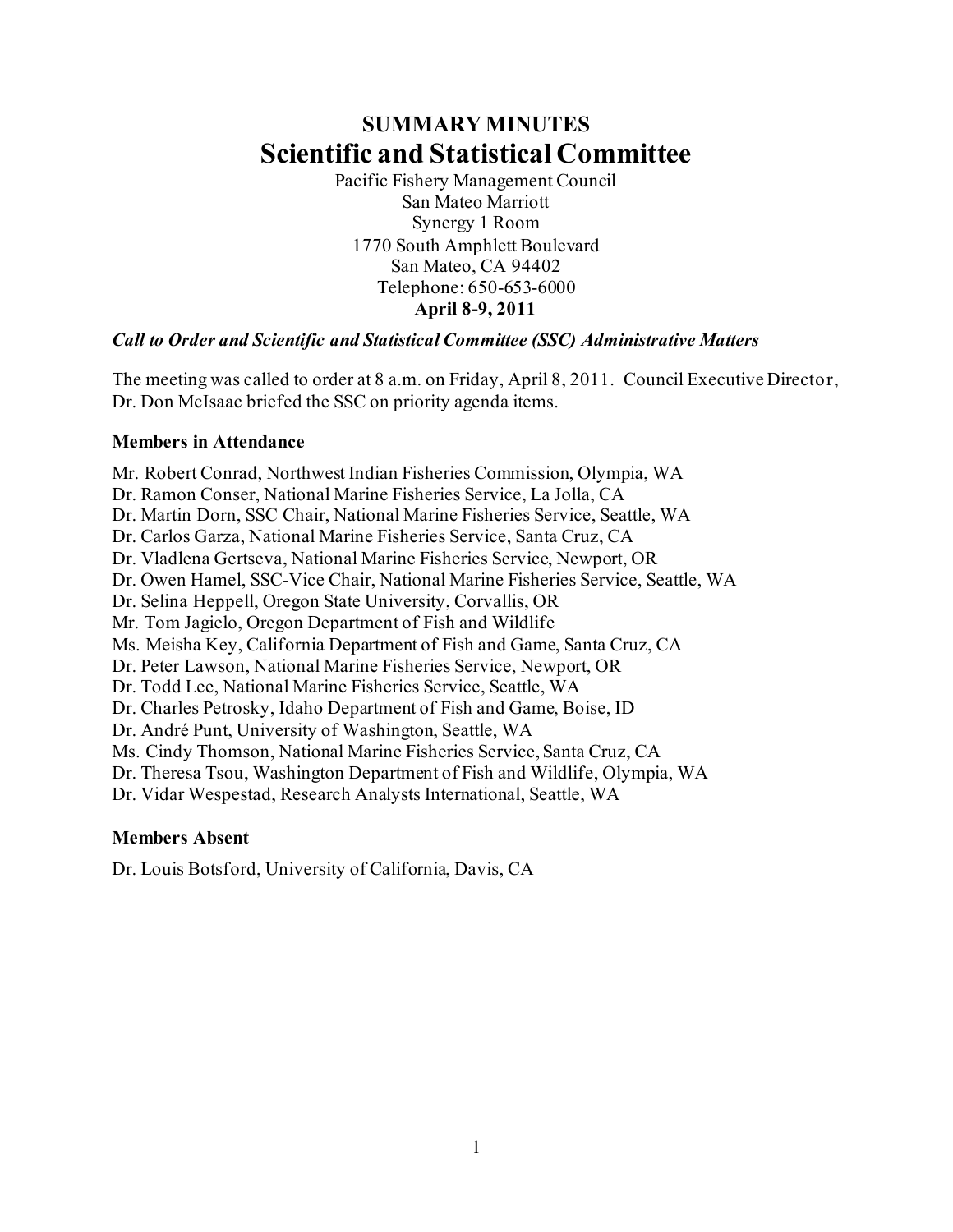# SUMMARY MINUTES

# Scientific and Statistical Committee

Pacific Fishery Management Council
San Mateo Marriott
Synergy 1 Room
1770 South Amphlett Boulevard
San Mateo, CA 94402
Telephone: 650-653-6000
**April 8-9, 2011**

***Call to Order and Scientific and Statistical Committee (SSC) Administrative Matters***

The meeting was called to order at 8 a.m. on Friday, April 8, 2011. Council Executive Director, Dr. Don McIsaac briefed the SSC on priority agenda items.

**Members in Attendance**

Mr. Robert Conrad, Northwest Indian Fisheries Commission, Olympia, WA
Dr. Ramon Conser, National Marine Fisheries Service, La Jolla, CA
Dr. Martin Dorn, SSC Chair, National Marine Fisheries Service, Seattle, WA
Dr. Carlos Garza, National Marine Fisheries Service, Santa Cruz, CA
Dr. Vladlena Gertseva, National Marine Fisheries Service, Newport, OR
Dr. Owen Hamel, SSC-Vice Chair, National Marine Fisheries Service, Seattle, WA
Dr. Selina Heppell, Oregon State University, Corvallis, OR
Mr. Tom Jagielo, Oregon Department of Fish and Wildlife
Ms. Meisha Key, California Department of Fish and Game, Santa Cruz, CA
Dr. Peter Lawson, National Marine Fisheries Service, Newport, OR
Dr. Todd Lee, National Marine Fisheries Service, Seattle, WA
Dr. Charles Petrosky, Idaho Department of Fish and Game, Boise, ID
Dr. André Punt, University of Washington, Seattle, WA
Ms. Cindy Thomson, National Marine Fisheries Service, Santa Cruz, CA
Dr. Theresa Tsou, Washington Department of Fish and Wildlife, Olympia, WA
Dr. Vidar Wespestad, Research Analysts International, Seattle, WA

**Members Absent**

Dr. Louis Botsford, University of California, Davis, CA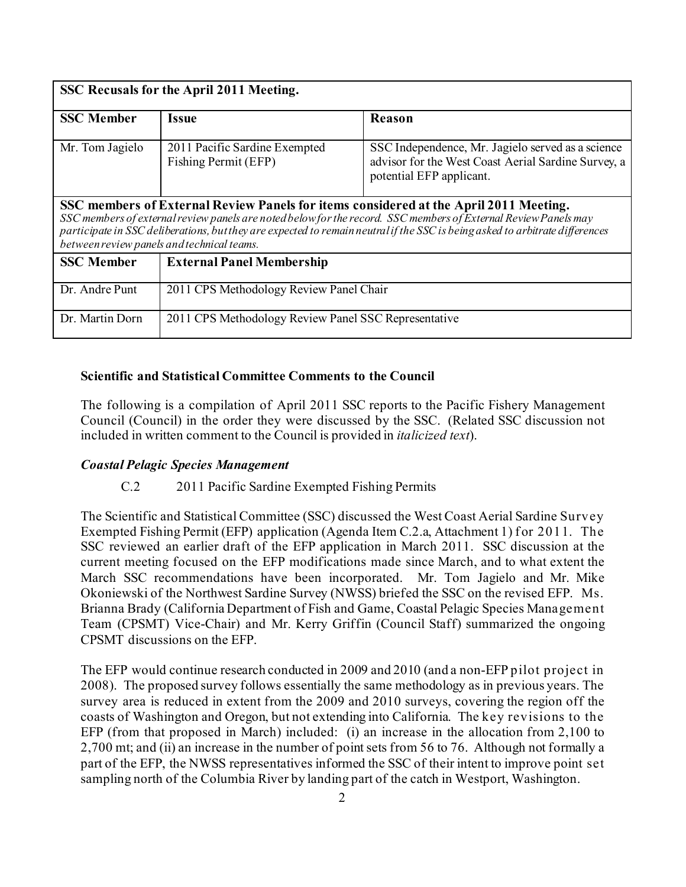| SSC Recusals for the April 2011 Meeting. | | |
|---|---|---|
| **SSC Member** | **Issue** | **Reason** |
| Mr. Tom Jagielo | 2011 Pacific Sardine Exempted Fishing Permit (EFP) | SSC Independence, Mr. Jagielo served as a science advisor for the West Coast Aerial Sardine Survey, a potential EFP applicant. |

**SSC members of External Review Panels for items considered at the April 2011 Meeting.**

*SSC members of external review panels are noted below for the record. SSC members of External Review Panels may participate in SSC deliberations, but they are expected to remain neutral if the SSC is being asked to arbitrate differences between review panels and technical teams.*

| SSC Member | External Panel Membership |
|---|---|
| Dr. Andre Punt | 2011 CPS Methodology Review Panel Chair |
| Dr. Martin Dorn | 2011 CPS Methodology Review Panel SSC Representative |

**Scientific and Statistical Committee Comments to the Council**

The following is a compilation of April 2011 SSC reports to the Pacific Fishery Management Council (Council) in the order they were discussed by the SSC. (Related SSC discussion not included in written comment to the Council is provided in *italicized text*).

***Coastal Pelagic Species Management***

C.2 2011 Pacific Sardine Exempted Fishing Permits

The Scientific and Statistical Committee (SSC) discussed the West Coast Aerial Sardine Survey Exempted Fishing Permit (EFP) application (Agenda Item C.2.a, Attachment 1) for 2011. The SSC reviewed an earlier draft of the EFP application in March 2011. SSC discussion at the current meeting focused on the EFP modifications made since March, and to what extent the March SSC recommendations have been incorporated. Mr. Tom Jagielo and Mr. Mike Okoniewski of the Northwest Sardine Survey (NWSS) briefed the SSC on the revised EFP. Ms. Brianna Brady (California Department of Fish and Game, Coastal Pelagic Species Management Team (CPSMT) Vice-Chair) and Mr. Kerry Griffin (Council Staff) summarized the ongoing CPSMT discussions on the EFP.

The EFP would continue research conducted in 2009 and 2010 (and a non-EFP pilot project in 2008). The proposed survey follows essentially the same methodology as in previous years. The survey area is reduced in extent from the 2009 and 2010 surveys, covering the region off the coasts of Washington and Oregon, but not extending into California. The key revisions to the EFP (from that proposed in March) included: (i) an increase in the allocation from 2,100 to 2,700 mt; and (ii) an increase in the number of point sets from 56 to 76. Although not formally a part of the EFP, the NWSS representatives informed the SSC of their intent to improve point set sampling north of the Columbia River by landing part of the catch in Westport, Washington.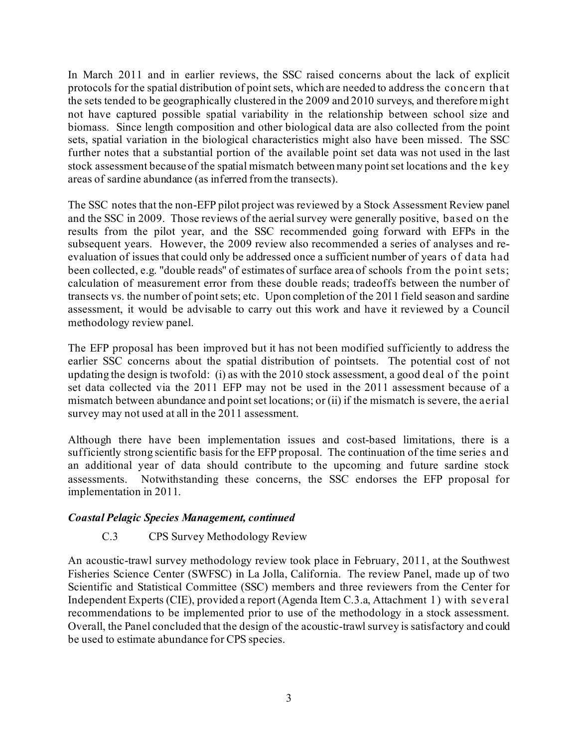In March 2011 and in earlier reviews, the SSC raised concerns about the lack of explicit protocols for the spatial distribution of point sets, which are needed to address the concern that the sets tended to be geographically clustered in the 2009 and 2010 surveys, and therefore might not have captured possible spatial variability in the relationship between school size and biomass. Since length composition and other biological data are also collected from the point sets, spatial variation in the biological characteristics might also have been missed. The SSC further notes that a substantial portion of the available point set data was not used in the last stock assessment because of the spatial mismatch between many point set locations and the key areas of sardine abundance (as inferred from the transects).

The SSC notes that the non-EFP pilot project was reviewed by a Stock Assessment Review panel and the SSC in 2009. Those reviews of the aerial survey were generally positive, based on the results from the pilot year, and the SSC recommended going forward with EFPs in the subsequent years. However, the 2009 review also recommended a series of analyses and re-evaluation of issues that could only be addressed once a sufficient number of years of data had been collected, e.g. "double reads" of estimates of surface area of schools from the point sets; calculation of measurement error from these double reads; tradeoffs between the number of transects vs. the number of point sets; etc. Upon completion of the 2011 field season and sardine assessment, it would be advisable to carry out this work and have it reviewed by a Council methodology review panel.

The EFP proposal has been improved but it has not been modified sufficiently to address the earlier SSC concerns about the spatial distribution of pointsets. The potential cost of not updating the design is twofold: (i) as with the 2010 stock assessment, a good deal of the point set data collected via the 2011 EFP may not be used in the 2011 assessment because of a mismatch between abundance and point set locations; or (ii) if the mismatch is severe, the aerial survey may not used at all in the 2011 assessment.

Although there have been implementation issues and cost-based limitations, there is a sufficiently strong scientific basis for the EFP proposal. The continuation of the time series and an additional year of data should contribute to the upcoming and future sardine stock assessments. Notwithstanding these concerns, the SSC endorses the EFP proposal for implementation in 2011.

### *Coastal Pelagic Species Management, continued*

C.3 CPS Survey Methodology Review

An acoustic-trawl survey methodology review took place in February, 2011, at the Southwest Fisheries Science Center (SWFSC) in La Jolla, California. The review Panel, made up of two Scientific and Statistical Committee (SSC) members and three reviewers from the Center for Independent Experts (CIE), provided a report (Agenda Item C.3.a, Attachment 1) with several recommendations to be implemented prior to use of the methodology in a stock assessment. Overall, the Panel concluded that the design of the acoustic-trawl survey is satisfactory and could be used to estimate abundance for CPS species.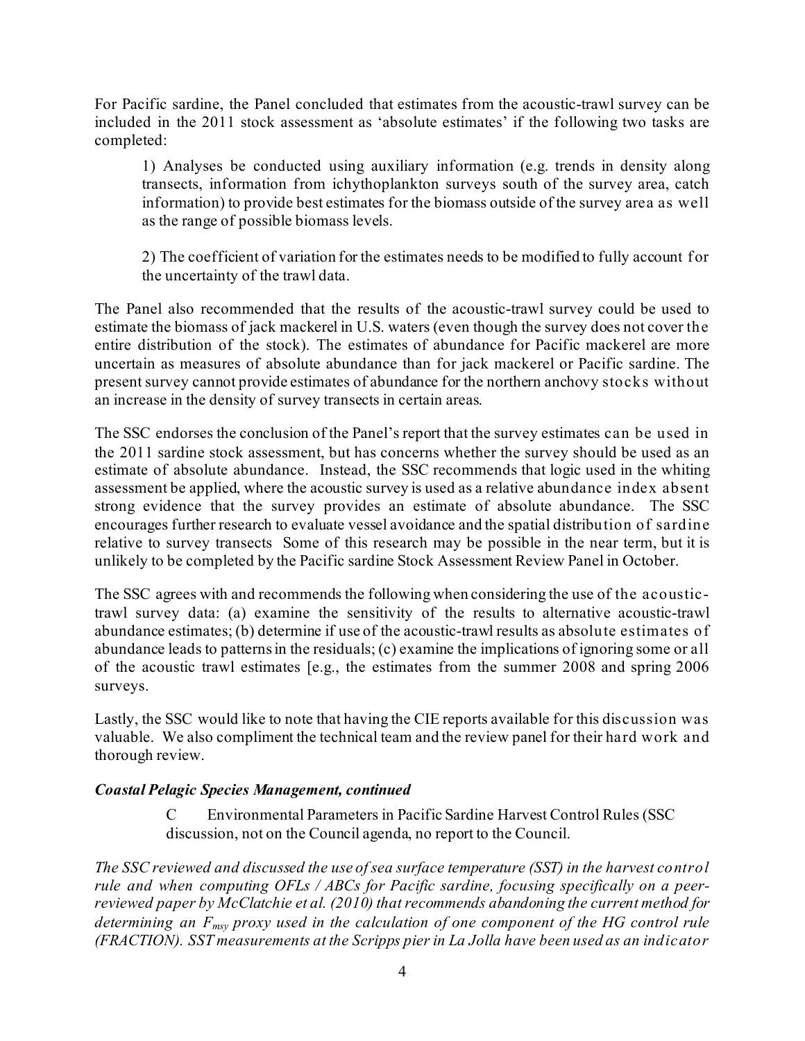For Pacific sardine, the Panel concluded that estimates from the acoustic-trawl survey can be included in the 2011 stock assessment as 'absolute estimates' if the following two tasks are completed:

> 1) Analyses be conducted using auxiliary information (e.g. trends in density along transects, information from ichythoplankton surveys south of the survey area, catch information) to provide best estimates for the biomass outside of the survey area as well as the range of possible biomass levels.
>
> 2) The coefficient of variation for the estimates needs to be modified to fully account for the uncertainty of the trawl data.

The Panel also recommended that the results of the acoustic-trawl survey could be used to estimate the biomass of jack mackerel in U.S. waters (even though the survey does not cover the entire distribution of the stock). The estimates of abundance for Pacific mackerel are more uncertain as measures of absolute abundance than for jack mackerel or Pacific sardine. The present survey cannot provide estimates of abundance for the northern anchovy stocks without an increase in the density of survey transects in certain areas.

The SSC endorses the conclusion of the Panel's report that the survey estimates can be used in the 2011 sardine stock assessment, but has concerns whether the survey should be used as an estimate of absolute abundance. Instead, the SSC recommends that logic used in the whiting assessment be applied, where the acoustic survey is used as a relative abundance index absent strong evidence that the survey provides an estimate of absolute abundance. The SSC encourages further research to evaluate vessel avoidance and the spatial distribution of sardine relative to survey transects Some of this research may be possible in the near term, but it is unlikely to be completed by the Pacific sardine Stock Assessment Review Panel in October.

The SSC agrees with and recommends the following when considering the use of the acoustic-trawl survey data: (a) examine the sensitivity of the results to alternative acoustic-trawl abundance estimates; (b) determine if use of the acoustic-trawl results as absolute estimates of abundance leads to patterns in the residuals; (c) examine the implications of ignoring some or all of the acoustic trawl estimates [e.g., the estimates from the summer 2008 and spring 2006 surveys.

Lastly, the SSC would like to note that having the CIE reports available for this discussion was valuable. We also compliment the technical team and the review panel for their hard work and thorough review.

***Coastal Pelagic Species Management, continued***

C Environmental Parameters in Pacific Sardine Harvest Control Rules (SSC discussion, not on the Council agenda, no report to the Council.

*The SSC reviewed and discussed the use of sea surface temperature (SST) in the harvest control rule and when computing OFLs / ABCs for Pacific sardine, focusing specifically on a peer-reviewed paper by McClatchie et al. (2010) that recommends abandoning the current method for determining an $F_{msy}$ proxy used in the calculation of one component of the HG control rule (FRACTION). SST measurements at the Scripps pier in La Jolla have been used as an indicator*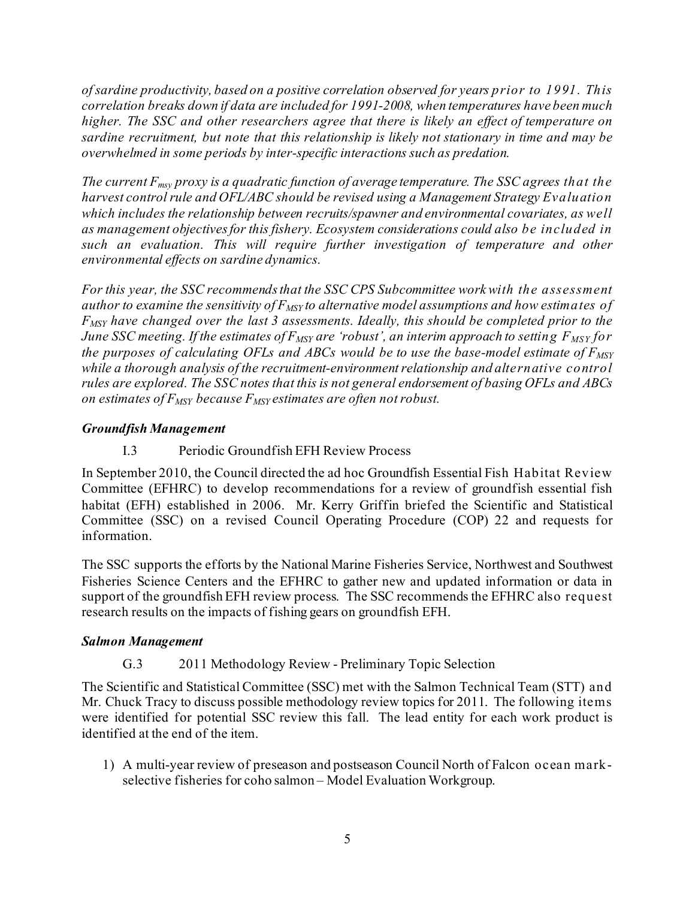*of sardine productivity, based on a positive correlation observed for years prior to 1991. This correlation breaks down if data are included for 1991-2008, when temperatures have been much higher. The SSC and other researchers agree that there is likely an effect of temperature on sardine recruitment, but note that this relationship is likely not stationary in time and may be overwhelmed in some periods by inter-specific interactions such as predation.*

*The current $F_{msy}$ proxy is a quadratic function of average temperature. The SSC agrees that the harvest control rule and OFL/ABC should be revised using a Management Strategy Evaluation which includes the relationship between recruits/spawner and environmental covariates, as well as management objectives for this fishery. Ecosystem considerations could also be included in such an evaluation. This will require further investigation of temperature and other environmental effects on sardine dynamics.*

*For this year, the SSC recommends that the SSC CPS Subcommittee work with the assessment author to examine the sensitivity of $F_{MSY}$ to alternative model assumptions and how estimates of $F_{MSY}$ have changed over the last 3 assessments. Ideally, this should be completed prior to the June SSC meeting. If the estimates of $F_{MSY}$ are 'robust', an interim approach to setting $F_{MSY}$ for the purposes of calculating OFLs and ABCs would be to use the base-model estimate of $F_{MSY}$ while a thorough analysis of the recruitment-environment relationship and alternative control rules are explored. The SSC notes that this is not general endorsement of basing OFLs and ABCs on estimates of $F_{MSY}$ because $F_{MSY}$ estimates are often not robust.*

### *Groundfish Management*

I.3 Periodic Groundfish EFH Review Process

In September 2010, the Council directed the ad hoc Groundfish Essential Fish Habitat Review Committee (EFHRC) to develop recommendations for a review of groundfish essential fish habitat (EFH) established in 2006. Mr. Kerry Griffin briefed the Scientific and Statistical Committee (SSC) on a revised Council Operating Procedure (COP) 22 and requests for information.

The SSC supports the efforts by the National Marine Fisheries Service, Northwest and Southwest Fisheries Science Centers and the EFHRC to gather new and updated information or data in support of the groundfish EFH review process. The SSC recommends the EFHRC also request research results on the impacts of fishing gears on groundfish EFH.

### *Salmon Management*

G.3 2011 Methodology Review - Preliminary Topic Selection

The Scientific and Statistical Committee (SSC) met with the Salmon Technical Team (STT) and Mr. Chuck Tracy to discuss possible methodology review topics for 2011. The following items were identified for potential SSC review this fall. The lead entity for each work product is identified at the end of the item.

1) A multi-year review of preseason and postseason Council North of Falcon ocean mark-selective fisheries for coho salmon – Model Evaluation Workgroup.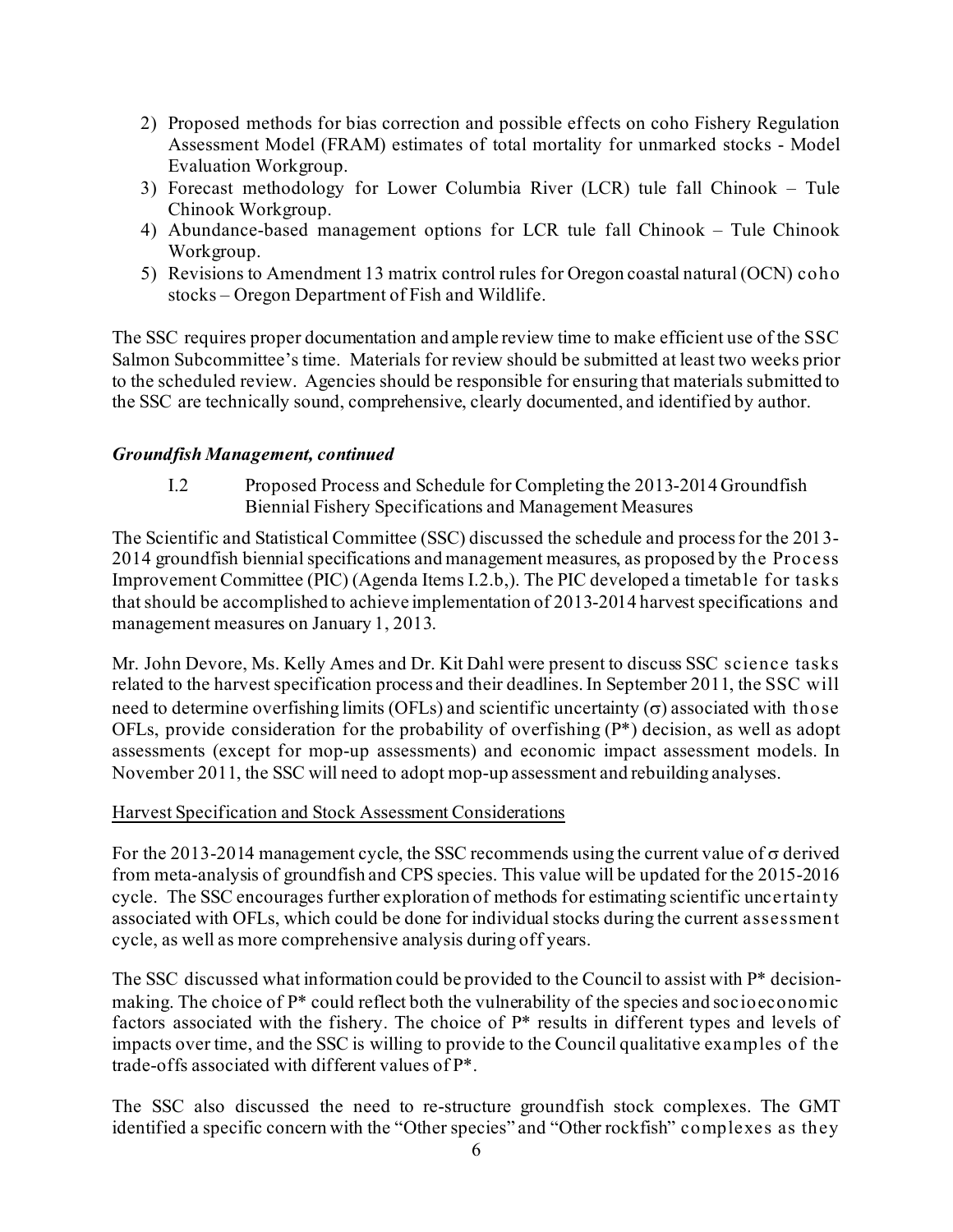2) Proposed methods for bias correction and possible effects on coho Fishery Regulation Assessment Model (FRAM) estimates of total mortality for unmarked stocks - Model Evaluation Workgroup.
3) Forecast methodology for Lower Columbia River (LCR) tule fall Chinook – Tule Chinook Workgroup.
4) Abundance-based management options for LCR tule fall Chinook – Tule Chinook Workgroup.
5) Revisions to Amendment 13 matrix control rules for Oregon coastal natural (OCN) coho stocks – Oregon Department of Fish and Wildlife.

The SSC requires proper documentation and ample review time to make efficient use of the SSC Salmon Subcommittee's time. Materials for review should be submitted at least two weeks prior to the scheduled review. Agencies should be responsible for ensuring that materials submitted to the SSC are technically sound, comprehensive, clearly documented, and identified by author.

### *Groundfish Management, continued*

I.2 Proposed Process and Schedule for Completing the 2013-2014 Groundfish Biennial Fishery Specifications and Management Measures

The Scientific and Statistical Committee (SSC) discussed the schedule and process for the 2013-2014 groundfish biennial specifications and management measures, as proposed by the Process Improvement Committee (PIC) (Agenda Items I.2.b,). The PIC developed a timetable for tasks that should be accomplished to achieve implementation of 2013-2014 harvest specifications and management measures on January 1, 2013.

Mr. John Devore, Ms. Kelly Ames and Dr. Kit Dahl were present to discuss SSC science tasks related to the harvest specification process and their deadlines. In September 2011, the SSC will need to determine overfishing limits (OFLs) and scientific uncertainty ($\sigma$) associated with those OFLs, provide consideration for the probability of overfishing (P*) decision, as well as adopt assessments (except for mop-up assessments) and economic impact assessment models. In November 2011, the SSC will need to adopt mop-up assessment and rebuilding analyses.

<u>Harvest Specification and Stock Assessment Considerations</u>

For the 2013-2014 management cycle, the SSC recommends using the current value of $\sigma$ derived from meta-analysis of groundfish and CPS species. This value will be updated for the 2015-2016 cycle. The SSC encourages further exploration of methods for estimating scientific uncertainty associated with OFLs, which could be done for individual stocks during the current assessment cycle, as well as more comprehensive analysis during off years.

The SSC discussed what information could be provided to the Council to assist with P* decision-making. The choice of P* could reflect both the vulnerability of the species and socioeconomic factors associated with the fishery. The choice of P* results in different types and levels of impacts over time, and the SSC is willing to provide to the Council qualitative examples of the trade-offs associated with different values of P*.

The SSC also discussed the need to re-structure groundfish stock complexes. The GMT identified a specific concern with the "Other species" and "Other rockfish" complexes as they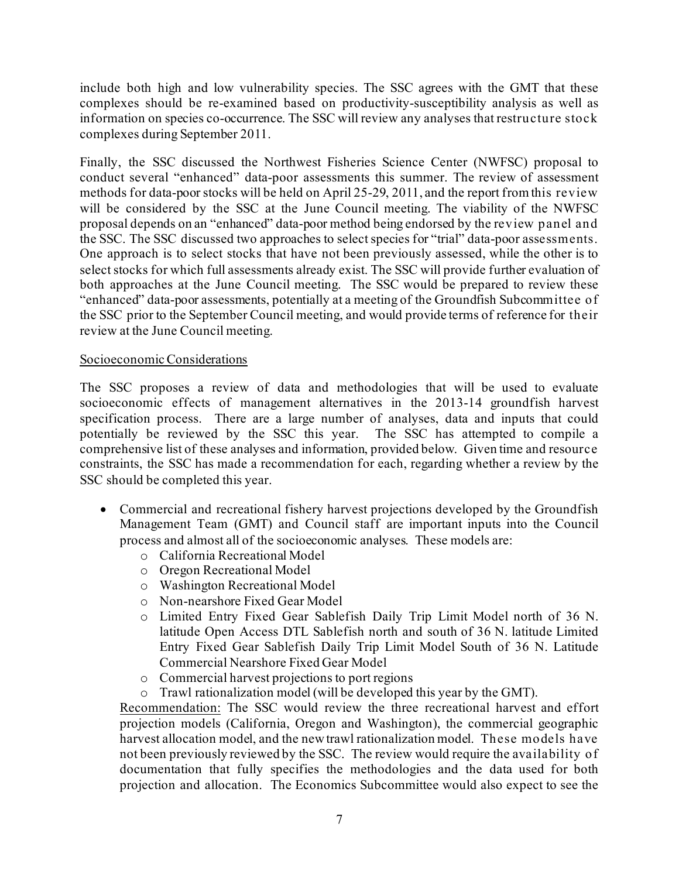include both high and low vulnerability species. The SSC agrees with the GMT that these complexes should be re-examined based on productivity-susceptibility analysis as well as information on species co-occurrence. The SSC will review any analyses that restructure stock complexes during September 2011.

Finally, the SSC discussed the Northwest Fisheries Science Center (NWFSC) proposal to conduct several "enhanced" data-poor assessments this summer. The review of assessment methods for data-poor stocks will be held on April 25-29, 2011, and the report from this review will be considered by the SSC at the June Council meeting. The viability of the NWFSC proposal depends on an "enhanced" data-poor method being endorsed by the review panel and the SSC. The SSC discussed two approaches to select species for "trial" data-poor assessments. One approach is to select stocks that have not been previously assessed, while the other is to select stocks for which full assessments already exist. The SSC will provide further evaluation of both approaches at the June Council meeting. The SSC would be prepared to review these "enhanced" data-poor assessments, potentially at a meeting of the Groundfish Subcommittee of the SSC prior to the September Council meeting, and would provide terms of reference for their review at the June Council meeting.

<u>Socioeconomic Considerations</u>

The SSC proposes a review of data and methodologies that will be used to evaluate socioeconomic effects of management alternatives in the 2013-14 groundfish harvest specification process. There are a large number of analyses, data and inputs that could potentially be reviewed by the SSC this year. The SSC has attempted to compile a comprehensive list of these analyses and information, provided below. Given time and resource constraints, the SSC has made a recommendation for each, regarding whether a review by the SSC should be completed this year.

- Commercial and recreational fishery harvest projections developed by the Groundfish Management Team (GMT) and Council staff are important inputs into the Council process and almost all of the socioeconomic analyses. These models are:
  - California Recreational Model
  - Oregon Recreational Model
  - Washington Recreational Model
  - Non-nearshore Fixed Gear Model
  - Limited Entry Fixed Gear Sablefish Daily Trip Limit Model north of 36 N. latitude Open Access DTL Sablefish north and south of 36 N. latitude Limited Entry Fixed Gear Sablefish Daily Trip Limit Model South of 36 N. Latitude Commercial Nearshore Fixed Gear Model
  - Commercial harvest projections to port regions
  - Trawl rationalization model (will be developed this year by the GMT).

  <u>Recommendation:</u> The SSC would review the three recreational harvest and effort projection models (California, Oregon and Washington), the commercial geographic harvest allocation model, and the new trawl rationalization model. These models have not been previously reviewed by the SSC. The review would require the availability of documentation that fully specifies the methodologies and the data used for both projection and allocation. The Economics Subcommittee would also expect to see the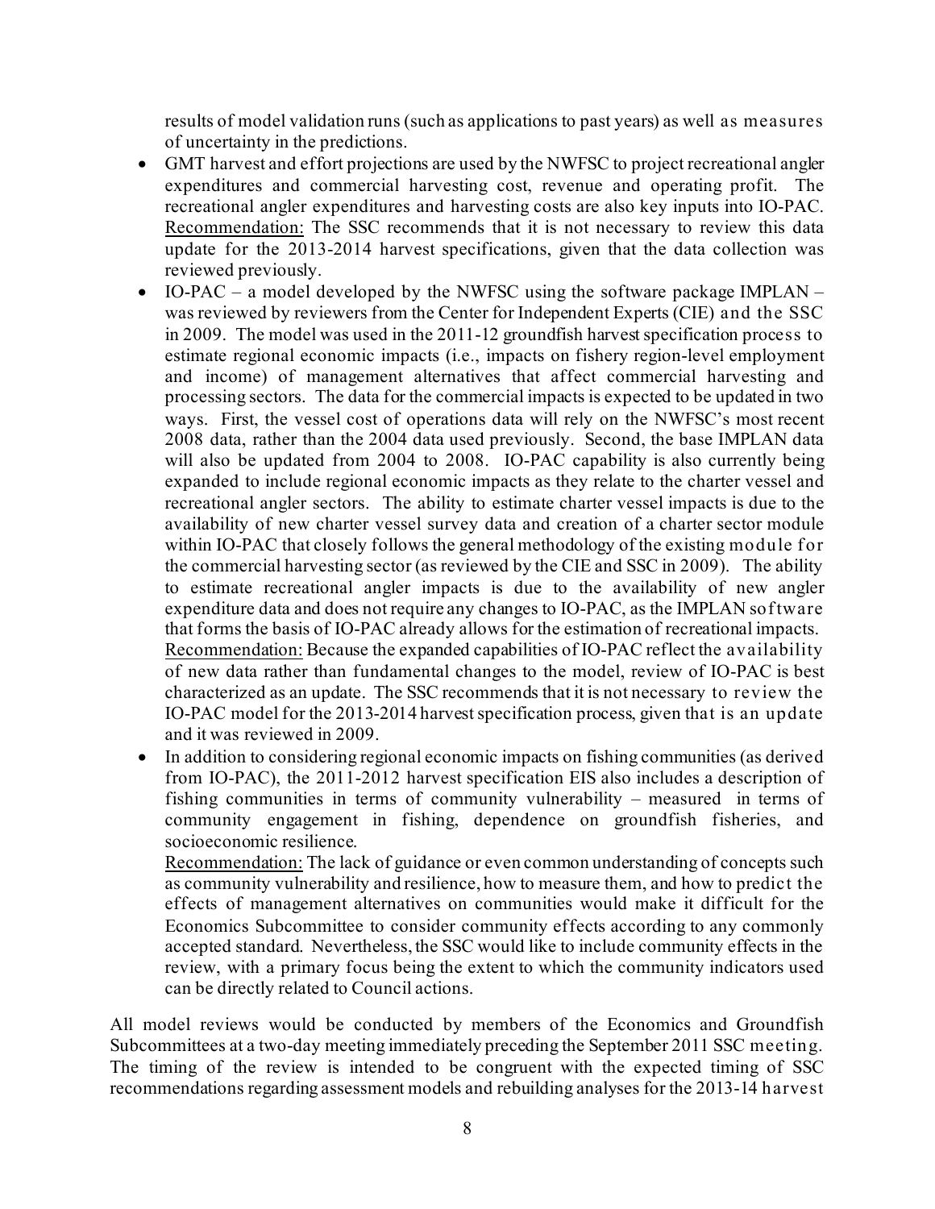results of model validation runs (such as applications to past years) as well as measures of uncertainty in the predictions.

- GMT harvest and effort projections are used by the NWFSC to project recreational angler expenditures and commercial harvesting cost, revenue and operating profit. The recreational angler expenditures and harvesting costs are also key inputs into IO-PAC. Recommendation: The SSC recommends that it is not necessary to review this data update for the 2013-2014 harvest specifications, given that the data collection was reviewed previously.
- IO-PAC – a model developed by the NWFSC using the software package IMPLAN – was reviewed by reviewers from the Center for Independent Experts (CIE) and the SSC in 2009. The model was used in the 2011-12 groundfish harvest specification process to estimate regional economic impacts (i.e., impacts on fishery region-level employment and income) of management alternatives that affect commercial harvesting and processing sectors. The data for the commercial impacts is expected to be updated in two ways. First, the vessel cost of operations data will rely on the NWFSC's most recent 2008 data, rather than the 2004 data used previously. Second, the base IMPLAN data will also be updated from 2004 to 2008. IO-PAC capability is also currently being expanded to include regional economic impacts as they relate to the charter vessel and recreational angler sectors. The ability to estimate charter vessel impacts is due to the availability of new charter vessel survey data and creation of a charter sector module within IO-PAC that closely follows the general methodology of the existing module for the commercial harvesting sector (as reviewed by the CIE and SSC in 2009). The ability to estimate recreational angler impacts is due to the availability of new angler expenditure data and does not require any changes to IO-PAC, as the IMPLAN software that forms the basis of IO-PAC already allows for the estimation of recreational impacts. Recommendation: Because the expanded capabilities of IO-PAC reflect the availability of new data rather than fundamental changes to the model, review of IO-PAC is best characterized as an update. The SSC recommends that it is not necessary to review the IO-PAC model for the 2013-2014 harvest specification process, given that is an update and it was reviewed in 2009.
- In addition to considering regional economic impacts on fishing communities (as derived from IO-PAC), the 2011-2012 harvest specification EIS also includes a description of fishing communities in terms of community vulnerability – measured in terms of community engagement in fishing, dependence on groundfish fisheries, and socioeconomic resilience. Recommendation: The lack of guidance or even common understanding of concepts such as community vulnerability and resilience, how to measure them, and how to predict the effects of management alternatives on communities would make it difficult for the Economics Subcommittee to consider community effects according to any commonly accepted standard. Nevertheless, the SSC would like to include community effects in the review, with a primary focus being the extent to which the community indicators used can be directly related to Council actions.

All model reviews would be conducted by members of the Economics and Groundfish Subcommittees at a two-day meeting immediately preceding the September 2011 SSC meeting. The timing of the review is intended to be congruent with the expected timing of SSC recommendations regarding assessment models and rebuilding analyses for the 2013-14 harvest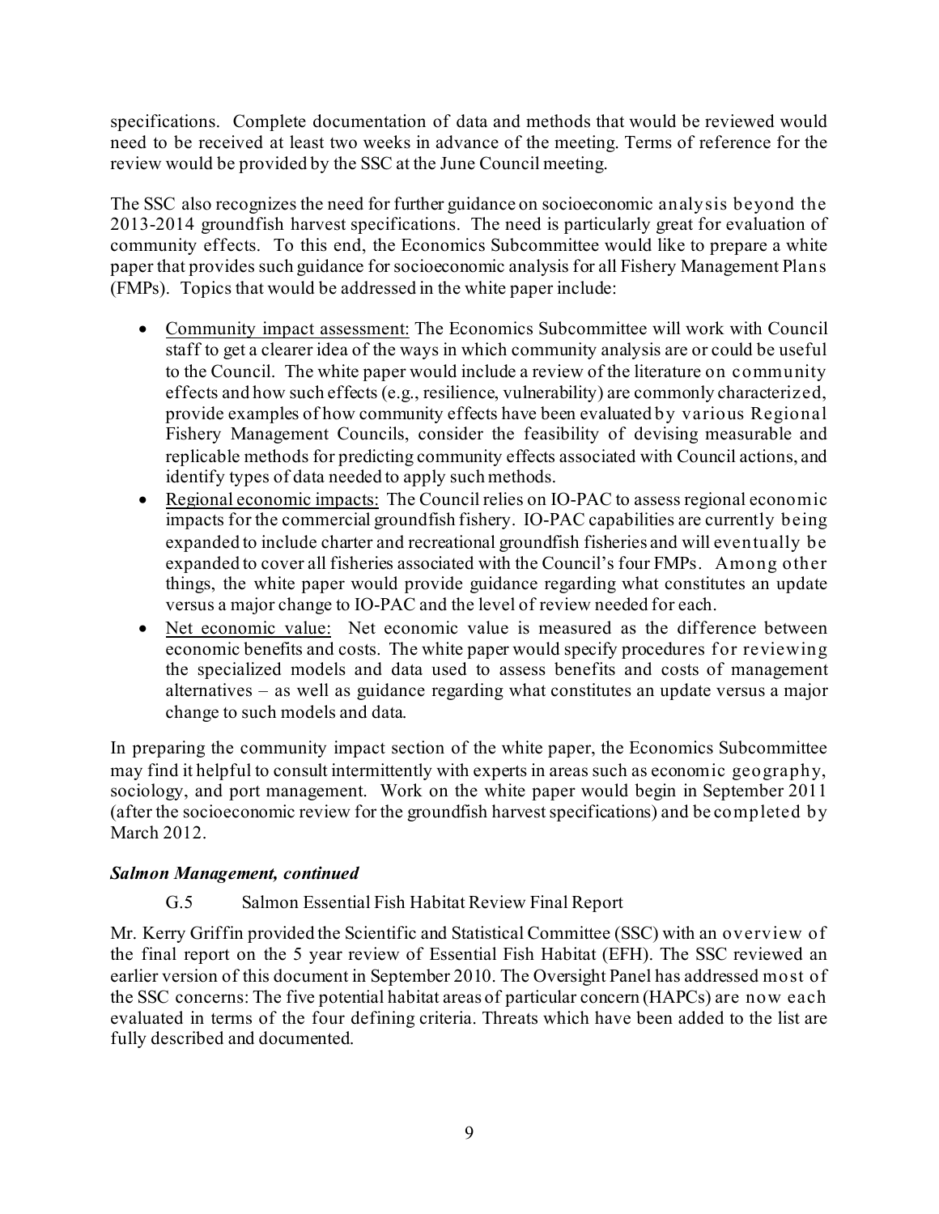specifications. Complete documentation of data and methods that would be reviewed would need to be received at least two weeks in advance of the meeting. Terms of reference for the review would be provided by the SSC at the June Council meeting.

The SSC also recognizes the need for further guidance on socioeconomic analysis beyond the 2013-2014 groundfish harvest specifications. The need is particularly great for evaluation of community effects. To this end, the Economics Subcommittee would like to prepare a white paper that provides such guidance for socioeconomic analysis for all Fishery Management Plans (FMPs). Topics that would be addressed in the white paper include:

- Community impact assessment: The Economics Subcommittee will work with Council staff to get a clearer idea of the ways in which community analysis are or could be useful to the Council. The white paper would include a review of the literature on community effects and how such effects (e.g., resilience, vulnerability) are commonly characterized, provide examples of how community effects have been evaluated by various Regional Fishery Management Councils, consider the feasibility of devising measurable and replicable methods for predicting community effects associated with Council actions, and identify types of data needed to apply such methods.
- Regional economic impacts: The Council relies on IO-PAC to assess regional economic impacts for the commercial groundfish fishery. IO-PAC capabilities are currently being expanded to include charter and recreational groundfish fisheries and will eventually be expanded to cover all fisheries associated with the Council's four FMPs. Among other things, the white paper would provide guidance regarding what constitutes an update versus a major change to IO-PAC and the level of review needed for each.
- Net economic value: Net economic value is measured as the difference between economic benefits and costs. The white paper would specify procedures for reviewing the specialized models and data used to assess benefits and costs of management alternatives – as well as guidance regarding what constitutes an update versus a major change to such models and data.

In preparing the community impact section of the white paper, the Economics Subcommittee may find it helpful to consult intermittently with experts in areas such as economic geography, sociology, and port management. Work on the white paper would begin in September 2011 (after the socioeconomic review for the groundfish harvest specifications) and be completed by March 2012.

### *Salmon Management, continued*

G.5 Salmon Essential Fish Habitat Review Final Report

Mr. Kerry Griffin provided the Scientific and Statistical Committee (SSC) with an overview of the final report on the 5 year review of Essential Fish Habitat (EFH). The SSC reviewed an earlier version of this document in September 2010. The Oversight Panel has addressed most of the SSC concerns: The five potential habitat areas of particular concern (HAPCs) are now each evaluated in terms of the four defining criteria. Threats which have been added to the list are fully described and documented.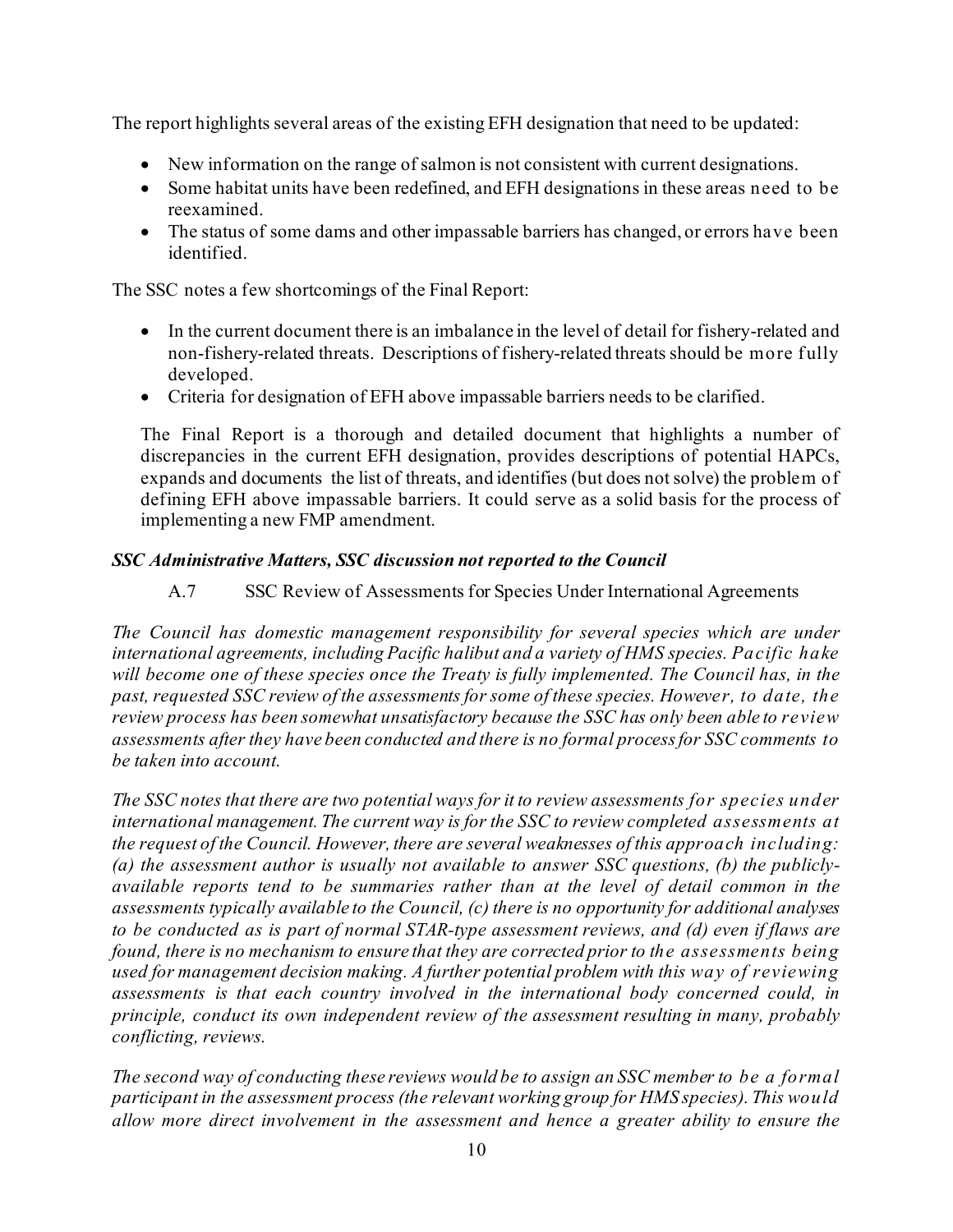The report highlights several areas of the existing EFH designation that need to be updated:

- New information on the range of salmon is not consistent with current designations.
- Some habitat units have been redefined, and EFH designations in these areas need to be reexamined.
- The status of some dams and other impassable barriers has changed, or errors have been identified.

The SSC notes a few shortcomings of the Final Report:

- In the current document there is an imbalance in the level of detail for fishery-related and non-fishery-related threats. Descriptions of fishery-related threats should be more fully developed.
- Criteria for designation of EFH above impassable barriers needs to be clarified.

The Final Report is a thorough and detailed document that highlights a number of discrepancies in the current EFH designation, provides descriptions of potential HAPCs, expands and documents the list of threats, and identifies (but does not solve) the problem of defining EFH above impassable barriers. It could serve as a solid basis for the process of implementing a new FMP amendment.

***SSC Administrative Matters, SSC discussion not reported to the Council***

A.7 SSC Review of Assessments for Species Under International Agreements

*The Council has domestic management responsibility for several species which are under international agreements, including Pacific halibut and a variety of HMS species. Pacific hake will become one of these species once the Treaty is fully implemented. The Council has, in the past, requested SSC review of the assessments for some of these species. However, to date, the review process has been somewhat unsatisfactory because the SSC has only been able to review assessments after they have been conducted and there is no formal process for SSC comments to be taken into account.*

*The SSC notes that there are two potential ways for it to review assessments for species under international management. The current way is for the SSC to review completed assessments at the request of the Council. However, there are several weaknesses of this approach including: (a) the assessment author is usually not available to answer SSC questions, (b) the publicly-available reports tend to be summaries rather than at the level of detail common in the assessments typically available to the Council, (c) there is no opportunity for additional analyses to be conducted as is part of normal STAR-type assessment reviews, and (d) even if flaws are found, there is no mechanism to ensure that they are corrected prior to the assessments being used for management decision making. A further potential problem with this way of reviewing assessments is that each country involved in the international body concerned could, in principle, conduct its own independent review of the assessment resulting in many, probably conflicting, reviews.*

*The second way of conducting these reviews would be to assign an SSC member to be a formal participant in the assessment process (the relevant working group for HMS species). This would allow more direct involvement in the assessment and hence a greater ability to ensure the*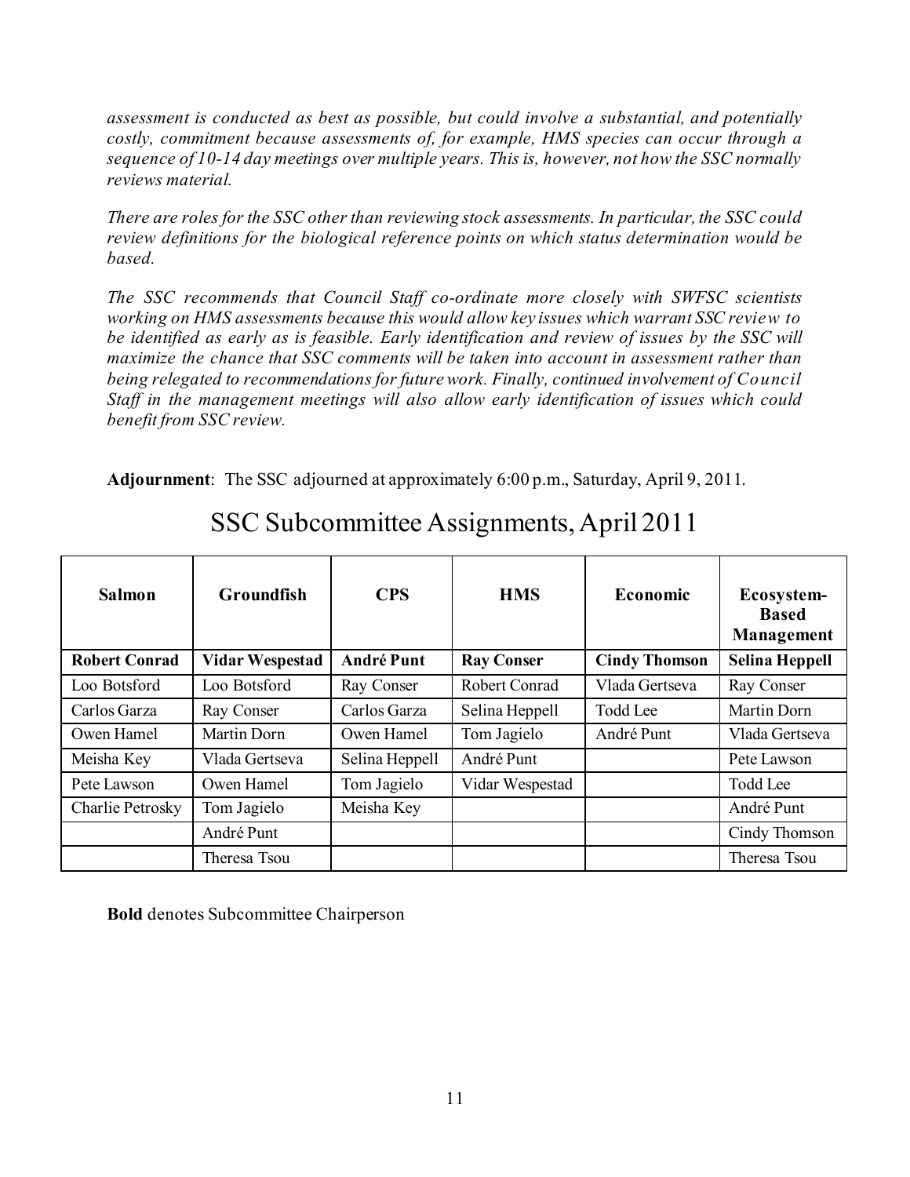*assessment is conducted as best as possible, but could involve a substantial, and potentially costly, commitment because assessments of, for example, HMS species can occur through a sequence of 10-14 day meetings over multiple years. This is, however, not how the SSC normally reviews material.*

*There are roles for the SSC other than reviewing stock assessments. In particular, the SSC could review definitions for the biological reference points on which status determination would be based.*

*The SSC recommends that Council Staff co-ordinate more closely with SWFSC scientists working on HMS assessments because this would allow key issues which warrant SSC review to be identified as early as is feasible. Early identification and review of issues by the SSC will maximize the chance that SSC comments will be taken into account in assessment rather than being relegated to recommendations for future work. Finally, continued involvement of Council Staff in the management meetings will also allow early identification of issues which could benefit from SSC review.*

**Adjournment**: The SSC adjourned at approximately 6:00 p.m., Saturday, April 9, 2011.

# SSC Subcommittee Assignments, April 2011

| Salmon | Groundfish | CPS | HMS | Economic | Ecosystem-Based Management |
|---|---|---|---|---|---|
| **Robert Conrad** | **Vidar Wespestad** | **André Punt** | **Ray Conser** | **Cindy Thomson** | **Selina Heppell** |
| Loo Botsford | Loo Botsford | Ray Conser | Robert Conrad | Vlada Gertseva | Ray Conser |
| Carlos Garza | Ray Conser | Carlos Garza | Selina Heppell | Todd Lee | Martin Dorn |
| Owen Hamel | Martin Dorn | Owen Hamel | Tom Jagielo | André Punt | Vlada Gertseva |
| Meisha Key | Vlada Gertseva | Selina Heppell | André Punt | | Pete Lawson |
| Pete Lawson | Owen Hamel | Tom Jagielo | Vidar Wespestad | | Todd Lee |
| Charlie Petrosky | Tom Jagielo | Meisha Key | | | André Punt |
| | André Punt | | | | Cindy Thomson |
| | Theresa Tsou | | | | Theresa Tsou |

**Bold** denotes Subcommittee Chairperson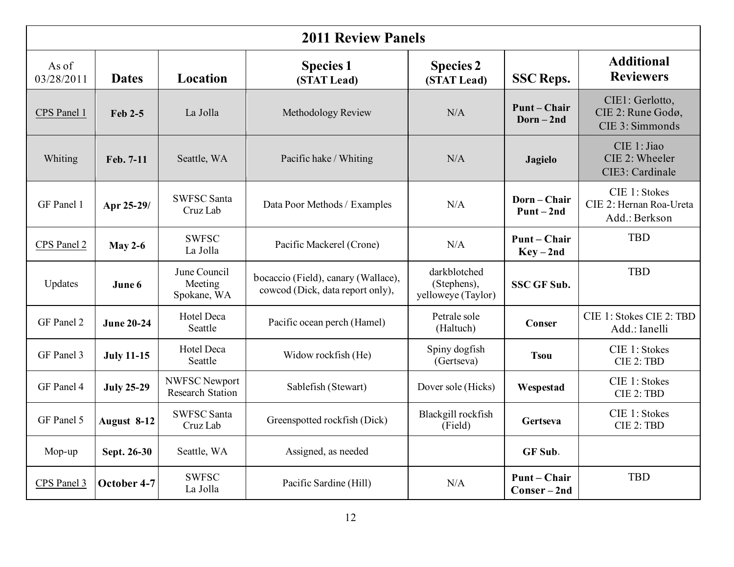| 2011 Review Panels | | | | | | |
|---|---|---|---|---|---|---|
| As of 03/28/2011 | **Dates** | **Location** | **Species 1 (STAT Lead)** | **Species 2 (STAT Lead)** | **SSC Reps.** | **Additional Reviewers** |
| CPS Panel 1 | **Feb 2-5** | La Jolla | Methodology Review | N/A | **Punt – Chair Dorn – 2nd** | CIE1: Gerlotto, CIE 2: Rune Godø, CIE 3: Simmonds |
| Whiting | **Feb. 7-11** | Seattle, WA | Pacific hake / Whiting | N/A | **Jagielo** | CIE 1: Jiao CIE 2: Wheeler CIE3: Cardinale |
| GF Panel 1 | **Apr 25-29/** | SWFSC Santa Cruz Lab | Data Poor Methods / Examples | N/A | **Dorn – Chair Punt – 2nd** | CIE 1: Stokes CIE 2: Hernan Roa-Ureta Add.: Berkson |
| CPS Panel 2 | **May 2-6** | SWFSC La Jolla | Pacific Mackerel (Crone) | N/A | **Punt – Chair Key – 2nd** | TBD |
| Updates | **June 6** | June Council Meeting Spokane, WA | bocaccio (Field), canary (Wallace), cowcod (Dick, data report only), | darkblotched (Stephens), yelloweye (Taylor) | **SSC GF Sub.** | TBD |
| GF Panel 2 | **June 20-24** | Hotel Deca Seattle | Pacific ocean perch (Hamel) | Petrale sole (Haltuch) | **Conser** | CIE 1: Stokes CIE 2: TBD Add.: Ianelli |
| GF Panel 3 | **July 11-15** | Hotel Deca Seattle | Widow rockfish (He) | Spiny dogfish (Gertseva) | **Tsou** | CIE 1: Stokes CIE 2: TBD |
| GF Panel 4 | **July 25-29** | NWFSC Newport Research Station | Sablefish (Stewart) | Dover sole (Hicks) | **Wespestad** | CIE 1: Stokes CIE 2: TBD |
| GF Panel 5 | **August 8-12** | SWFSC Santa Cruz Lab | Greenspotted rockfish (Dick) | Blackgill rockfish (Field) | **Gertseva** | CIE 1: Stokes CIE 2: TBD |
| Mop-up | **Sept. 26-30** | Seattle, WA | Assigned, as needed | | **GF Sub.** | |
| CPS Panel 3 | **October 4-7** | SWFSC La Jolla | Pacific Sardine (Hill) | N/A | **Punt – Chair Conser – 2nd** | TBD |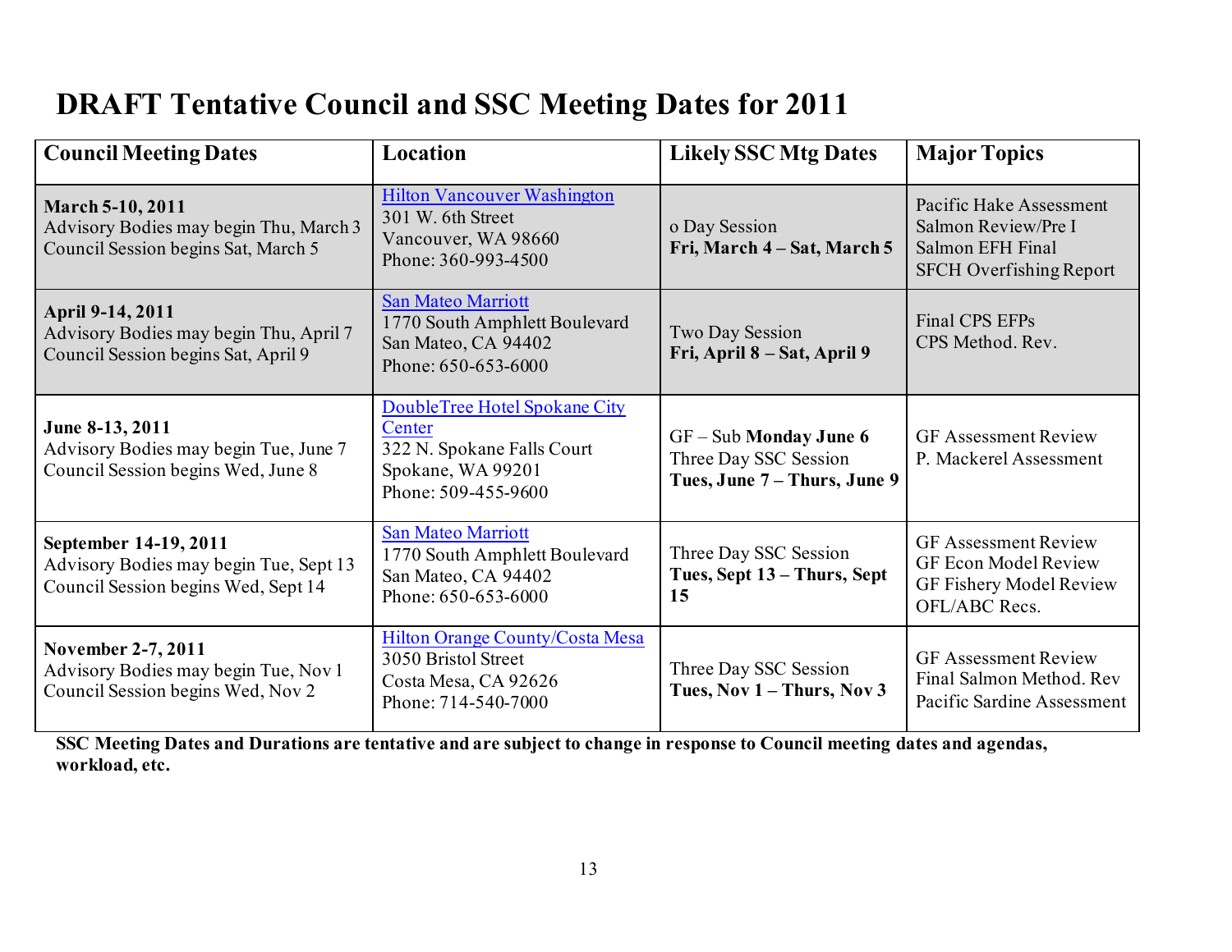# DRAFT Tentative Council and SSC Meeting Dates for 2011

| Council Meeting Dates | Location | Likely SSC Mtg Dates | Major Topics |
|---|---|---|---|
| **March 5-10, 2011**<br>Advisory Bodies may begin Thu, March 3<br>Council Session begins Sat, March 5 | Hilton Vancouver Washington<br>301 W. 6th Street<br>Vancouver, WA 98660<br>Phone: 360-993-4500 | o Day Session<br>**Fri, March 4 – Sat, March 5** | Pacific Hake Assessment<br>Salmon Review/Pre I<br>Salmon EFH Final<br>SFCH Overfishing Report |
| **April 9-14, 2011**<br>Advisory Bodies may begin Thu, April 7<br>Council Session begins Sat, April 9 | San Mateo Marriott<br>1770 South Amphlett Boulevard<br>San Mateo, CA 94402<br>Phone: 650-653-6000 | Two Day Session<br>**Fri, April 8 – Sat, April 9** | Final CPS EFPs<br>CPS Method. Rev. |
| **June 8-13, 2011**<br>Advisory Bodies may begin Tue, June 7<br>Council Session begins Wed, June 8 | DoubleTree Hotel Spokane City Center<br>322 N. Spokane Falls Court<br>Spokane, WA 99201<br>Phone: 509-455-9600 | GF – Sub **Monday June 6**<br>Three Day SSC Session<br>**Tues, June 7 – Thurs, June 9** | GF Assessment Review<br>P. Mackerel Assessment |
| **September 14-19, 2011**<br>Advisory Bodies may begin Tue, Sept 13<br>Council Session begins Wed, Sept 14 | San Mateo Marriott<br>1770 South Amphlett Boulevard<br>San Mateo, CA 94402<br>Phone: 650-653-6000 | Three Day SSC Session<br>**Tues, Sept 13 – Thurs, Sept 15** | GF Assessment Review<br>GF Econ Model Review<br>GF Fishery Model Review<br>OFL/ABC Recs. |
| **November 2-7, 2011**<br>Advisory Bodies may begin Tue, Nov 1<br>Council Session begins Wed, Nov 2 | Hilton Orange County/Costa Mesa<br>3050 Bristol Street<br>Costa Mesa, CA 92626<br>Phone: 714-540-7000 | Three Day SSC Session<br>**Tues, Nov 1 – Thurs, Nov 3** | GF Assessment Review<br>Final Salmon Method. Rev<br>Pacific Sardine Assessment |

**SSC Meeting Dates and Durations are tentative and are subject to change in response to Council meeting dates and agendas, workload, etc.**